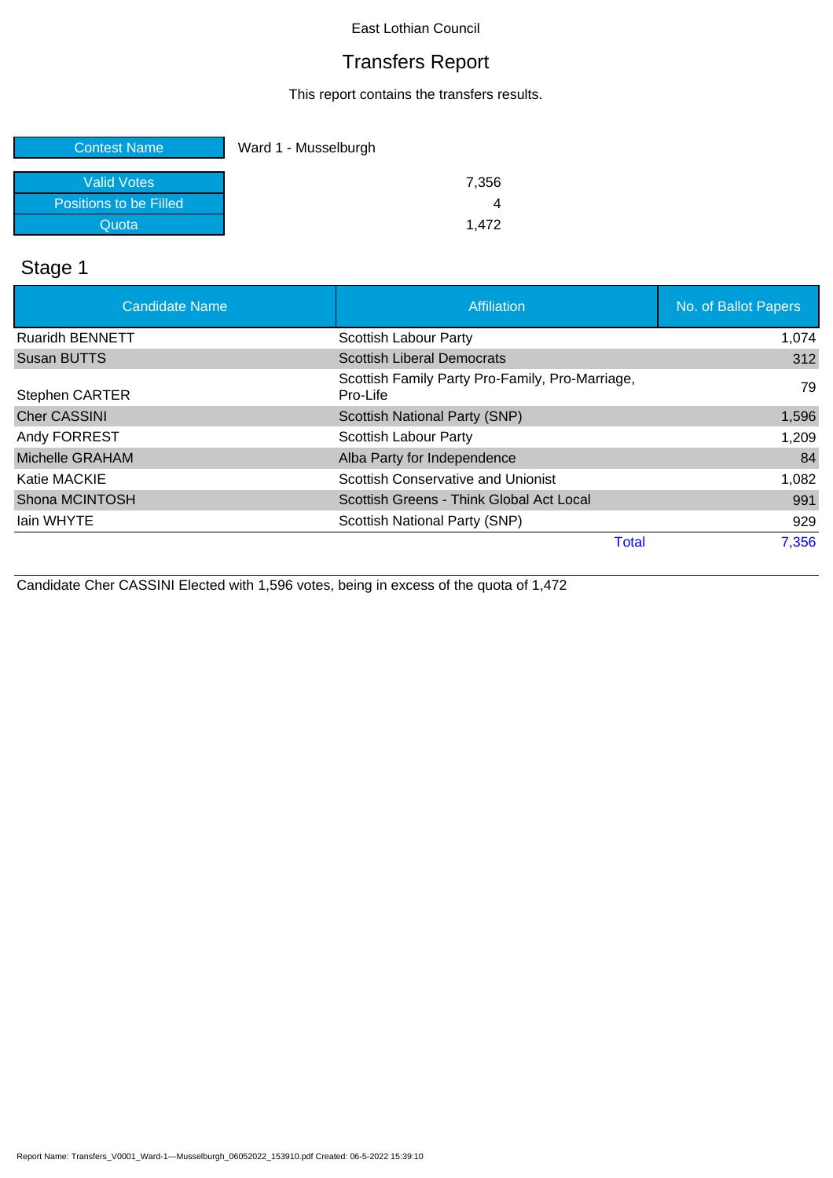East Lothian Council

# Transfers Report

This report contains the transfers results.

| | |
|---|---|
| Contest Name | Ward 1 - Musselburgh |

| | |
|---|---|
| Valid Votes | 7,356 |
| Positions to be Filled | 4 |
| Quota | 1,472 |

## Stage 1

| Candidate Name | Affiliation | No. of Ballot Papers |
|---|---|---|
| Ruaridh BENNETT | Scottish Labour Party | 1,074 |
| Susan BUTTS | Scottish Liberal Democrats | 312 |
| Stephen CARTER | Scottish Family Party Pro-Family, Pro-Marriage, Pro-Life | 79 |
| Cher CASSINI | Scottish National Party (SNP) | 1,596 |
| Andy FORREST | Scottish Labour Party | 1,209 |
| Michelle GRAHAM | Alba Party for Independence | 84 |
| Katie MACKIE | Scottish Conservative and Unionist | 1,082 |
| Shona MCINTOSH | Scottish Greens - Think Global Act Local | 991 |
| Iain WHYTE | Scottish National Party (SNP) | 929 |
| | Total | 7,356 |

Candidate Cher CASSINI Elected with 1,596 votes, being in excess of the quota of 1,472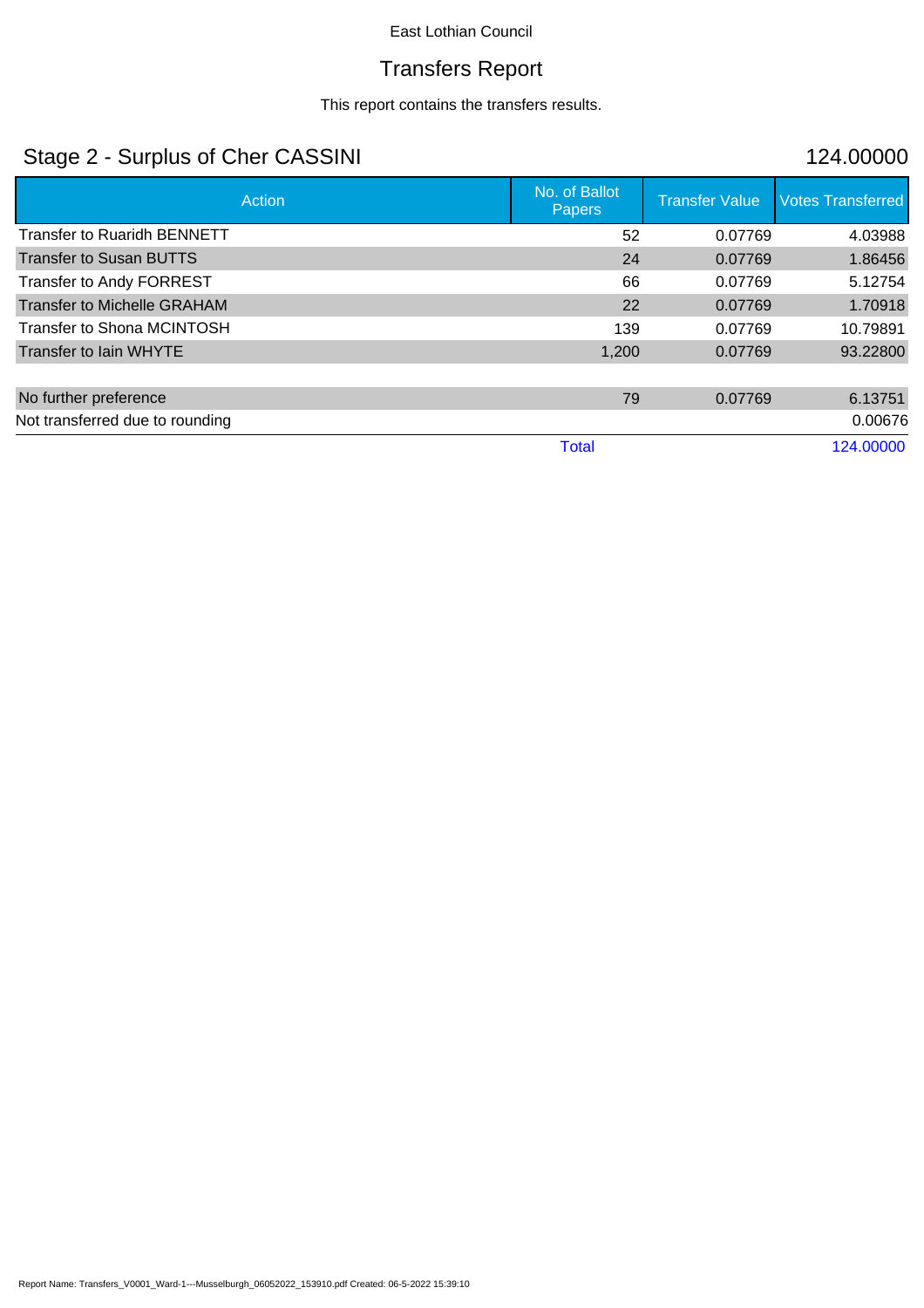East Lothian Council

# Transfers Report

This report contains the transfers results.

## Stage 2 - Surplus of Cher CASSINI

124.00000

| Action | No. of Ballot Papers | Transfer Value | Votes Transferred |
|---|---|---|---|
| Transfer to Ruaridh BENNETT | 52 | 0.07769 | 4.03988 |
| Transfer to Susan BUTTS | 24 | 0.07769 | 1.86456 |
| Transfer to Andy FORREST | 66 | 0.07769 | 5.12754 |
| Transfer to Michelle GRAHAM | 22 | 0.07769 | 1.70918 |
| Transfer to Shona MCINTOSH | 139 | 0.07769 | 10.79891 |
| Transfer to Iain WHYTE | 1,200 | 0.07769 | 93.22800 |
| | | | |
| No further preference | 79 | 0.07769 | 6.13751 |
| Not transferred due to rounding | | | 0.00676 |
| | Total | | 124.00000 |

Report Name: Transfers_V0001_Ward-1---Musselburgh_06052022_153910.pdf Created: 06-5-2022 15:39:10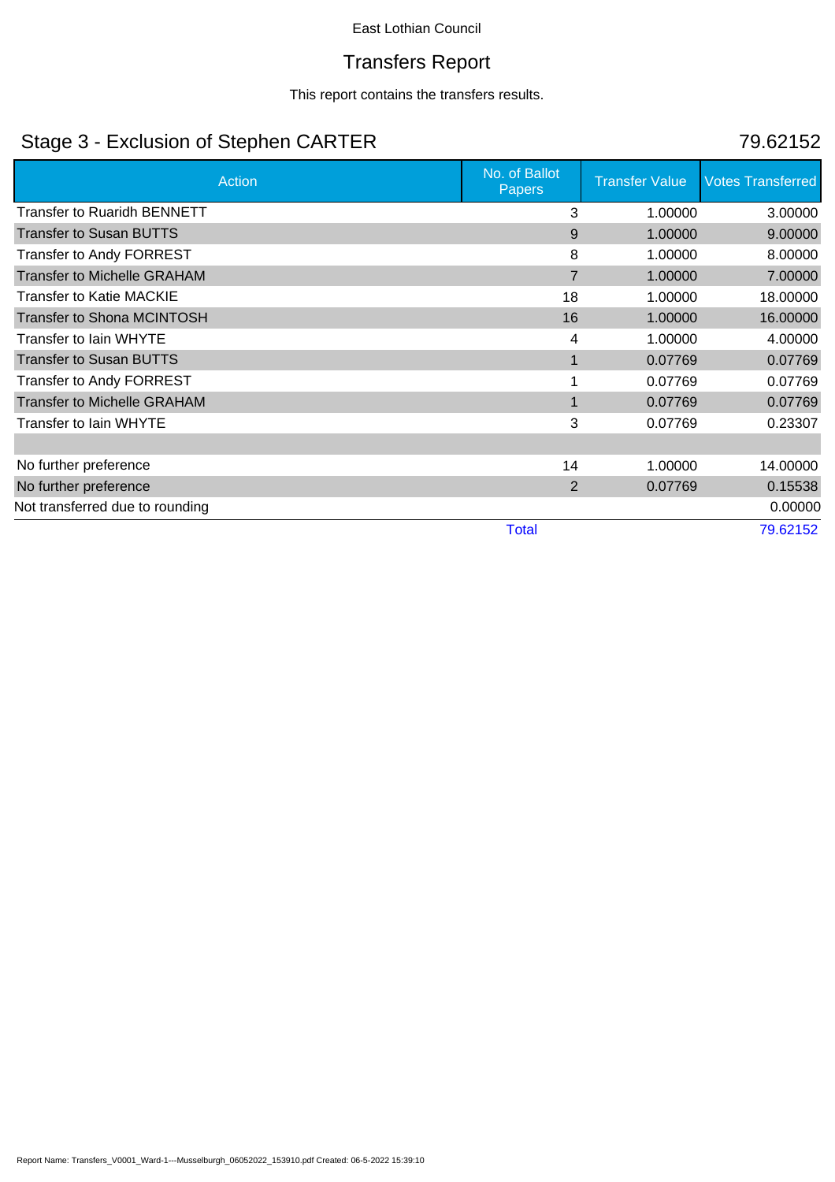East Lothian Council

# Transfers Report

This report contains the transfers results.

## Stage 3 - Exclusion of Stephen CARTER

79.62152

| Action | No. of Ballot Papers | Transfer Value | Votes Transferred |
|---|---|---|---|
| Transfer to Ruaridh BENNETT | 3 | 1.00000 | 3.00000 |
| Transfer to Susan BUTTS | 9 | 1.00000 | 9.00000 |
| Transfer to Andy FORREST | 8 | 1.00000 | 8.00000 |
| Transfer to Michelle GRAHAM | 7 | 1.00000 | 7.00000 |
| Transfer to Katie MACKIE | 18 | 1.00000 | 18.00000 |
| Transfer to Shona MCINTOSH | 16 | 1.00000 | 16.00000 |
| Transfer to Iain WHYTE | 4 | 1.00000 | 4.00000 |
| Transfer to Susan BUTTS | 1 | 0.07769 | 0.07769 |
| Transfer to Andy FORREST | 1 | 0.07769 | 0.07769 |
| Transfer to Michelle GRAHAM | 1 | 0.07769 | 0.07769 |
| Transfer to Iain WHYTE | 3 | 0.07769 | 0.23307 |
| | | | |
| No further preference | 14 | 1.00000 | 14.00000 |
| No further preference | 2 | 0.07769 | 0.15538 |
| Not transferred due to rounding | | | 0.00000 |
| | Total | | 79.62152 |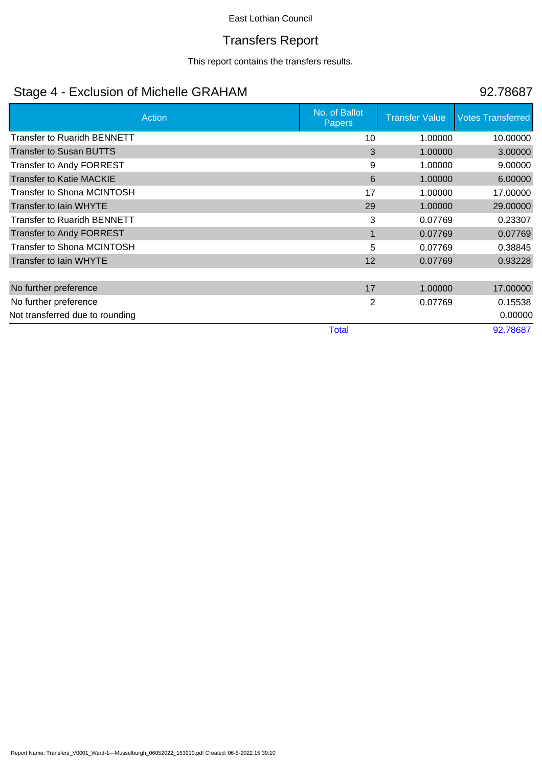East Lothian Council

# Transfers Report

This report contains the transfers results.

## Stage 4 - Exclusion of Michelle GRAHAM

92.78687

| Action | No. of Ballot Papers | Transfer Value | Votes Transferred |
|---|---|---|---|
| Transfer to Ruaridh BENNETT | 10 | 1.00000 | 10.00000 |
| Transfer to Susan BUTTS | 3 | 1.00000 | 3.00000 |
| Transfer to Andy FORREST | 9 | 1.00000 | 9.00000 |
| Transfer to Katie MACKIE | 6 | 1.00000 | 6.00000 |
| Transfer to Shona MCINTOSH | 17 | 1.00000 | 17.00000 |
| Transfer to Iain WHYTE | 29 | 1.00000 | 29.00000 |
| Transfer to Ruaridh BENNETT | 3 | 0.07769 | 0.23307 |
| Transfer to Andy FORREST | 1 | 0.07769 | 0.07769 |
| Transfer to Shona MCINTOSH | 5 | 0.07769 | 0.38845 |
| Transfer to Iain WHYTE | 12 | 0.07769 | 0.93228 |
| | | | |
| No further preference | 17 | 1.00000 | 17.00000 |
| No further preference | 2 | 0.07769 | 0.15538 |
| Not transferred due to rounding | | | 0.00000 |
| | Total | | 92.78687 |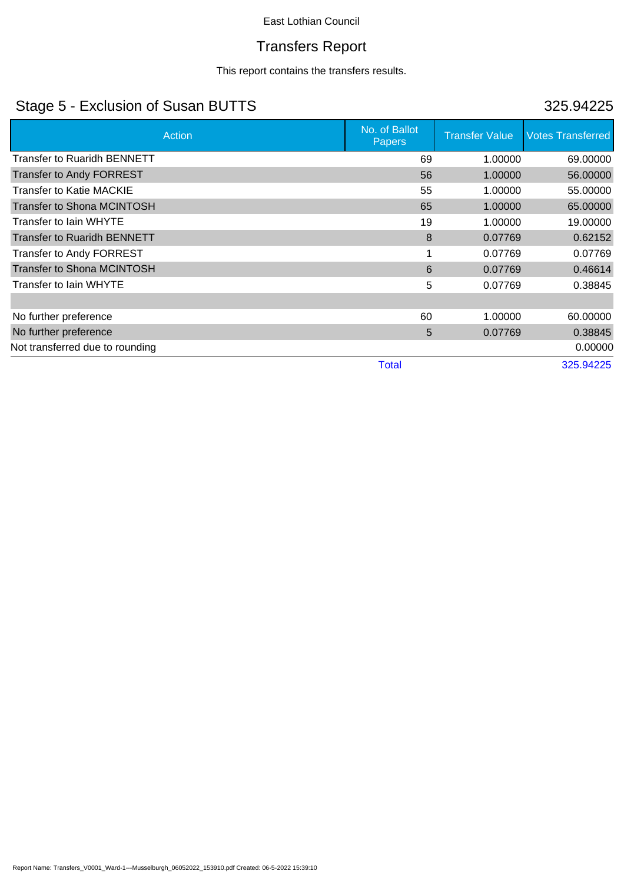East Lothian Council

# Transfers Report

This report contains the transfers results.

## Stage 5 - Exclusion of Susan BUTTS

325.94225

| Action | No. of Ballot Papers | Transfer Value | Votes Transferred |
|---|---|---|---|
| Transfer to Ruaridh BENNETT | 69 | 1.00000 | 69.00000 |
| Transfer to Andy FORREST | 56 | 1.00000 | 56.00000 |
| Transfer to Katie MACKIE | 55 | 1.00000 | 55.00000 |
| Transfer to Shona MCINTOSH | 65 | 1.00000 | 65.00000 |
| Transfer to Iain WHYTE | 19 | 1.00000 | 19.00000 |
| Transfer to Ruaridh BENNETT | 8 | 0.07769 | 0.62152 |
| Transfer to Andy FORREST | 1 | 0.07769 | 0.07769 |
| Transfer to Shona MCINTOSH | 6 | 0.07769 | 0.46614 |
| Transfer to Iain WHYTE | 5 | 0.07769 | 0.38845 |
| | | | |
| No further preference | 60 | 1.00000 | 60.00000 |
| No further preference | 5 | 0.07769 | 0.38845 |
| Not transferred due to rounding | | | 0.00000 |
| | Total | | 325.94225 |

Report Name: Transfers_V0001_Ward-1---Musselburgh_06052022_153910.pdf Created: 06-5-2022 15:39:10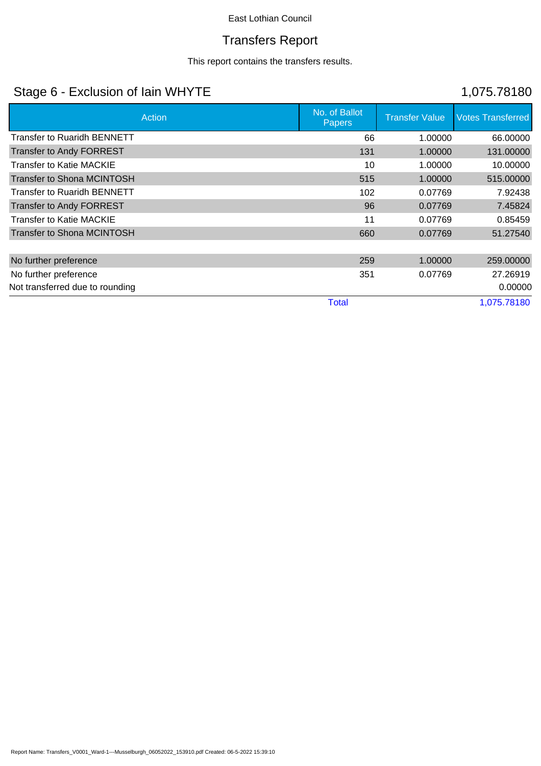East Lothian Council

# Transfers Report

This report contains the transfers results.

## Stage 6 - Exclusion of Iain WHYTE

1,075.78180

| Action | No. of Ballot Papers | Transfer Value | Votes Transferred |
|---|---|---|---|
| Transfer to Ruaridh BENNETT | 66 | 1.00000 | 66.00000 |
| Transfer to Andy FORREST | 131 | 1.00000 | 131.00000 |
| Transfer to Katie MACKIE | 10 | 1.00000 | 10.00000 |
| Transfer to Shona MCINTOSH | 515 | 1.00000 | 515.00000 |
| Transfer to Ruaridh BENNETT | 102 | 0.07769 | 7.92438 |
| Transfer to Andy FORREST | 96 | 0.07769 | 7.45824 |
| Transfer to Katie MACKIE | 11 | 0.07769 | 0.85459 |
| Transfer to Shona MCINTOSH | 660 | 0.07769 | 51.27540 |
| | | | |
| No further preference | 259 | 1.00000 | 259.00000 |
| No further preference | 351 | 0.07769 | 27.26919 |
| Not transferred due to rounding | | | 0.00000 |
| | Total | | 1,075.78180 |

Report Name: Transfers_V0001_Ward-1---Musselburgh_06052022_153910.pdf Created: 06-5-2022 15:39:10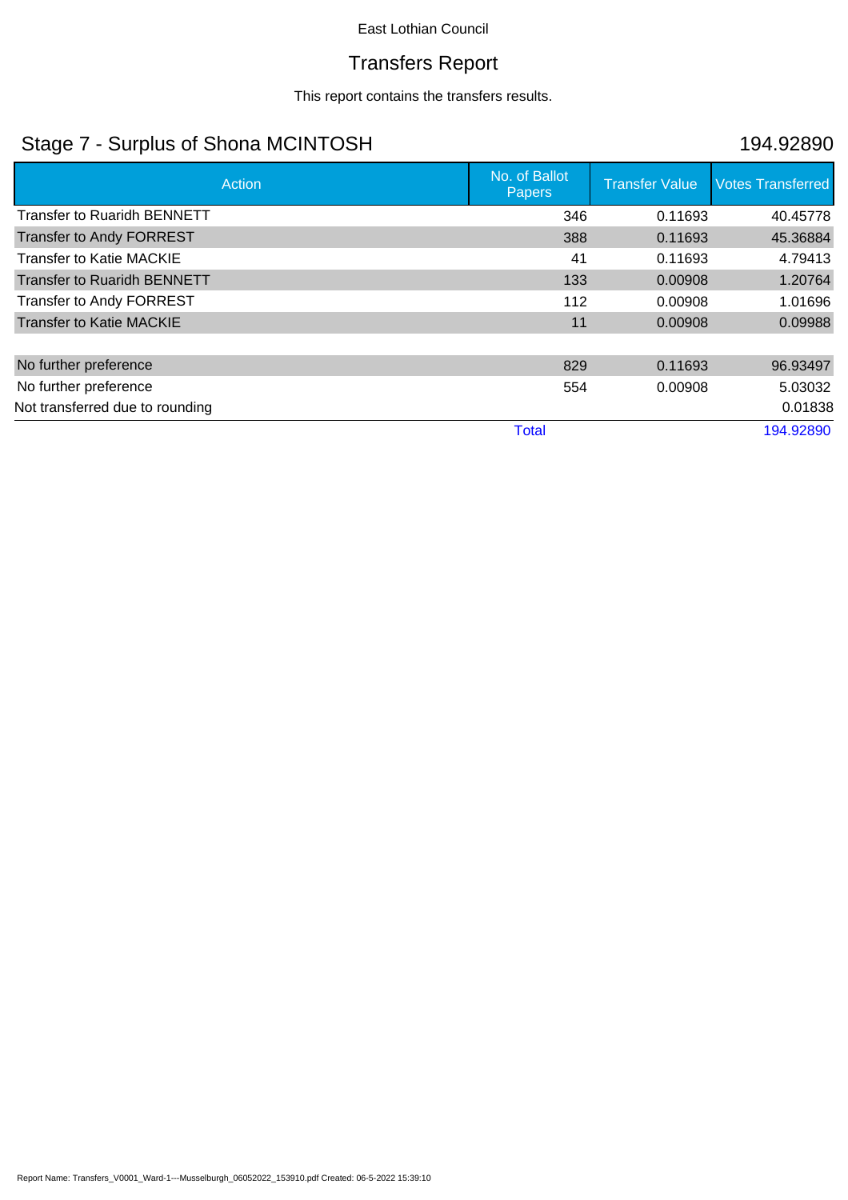East Lothian Council

# Transfers Report

This report contains the transfers results.

## Stage 7 - Surplus of Shona MCINTOSH

194.92890

| Action | No. of Ballot Papers | Transfer Value | Votes Transferred |
|---|---|---|---|
| Transfer to Ruaridh BENNETT | 346 | 0.11693 | 40.45778 |
| Transfer to Andy FORREST | 388 | 0.11693 | 45.36884 |
| Transfer to Katie MACKIE | 41 | 0.11693 | 4.79413 |
| Transfer to Ruaridh BENNETT | 133 | 0.00908 | 1.20764 |
| Transfer to Andy FORREST | 112 | 0.00908 | 1.01696 |
| Transfer to Katie MACKIE | 11 | 0.00908 | 0.09988 |
| | | | |
| No further preference | 829 | 0.11693 | 96.93497 |
| No further preference | 554 | 0.00908 | 5.03032 |
| Not transferred due to rounding | | | 0.01838 |
| | Total | | 194.92890 |

Report Name: Transfers_V0001_Ward-1---Musselburgh_06052022_153910.pdf Created: 06-5-2022 15:39:10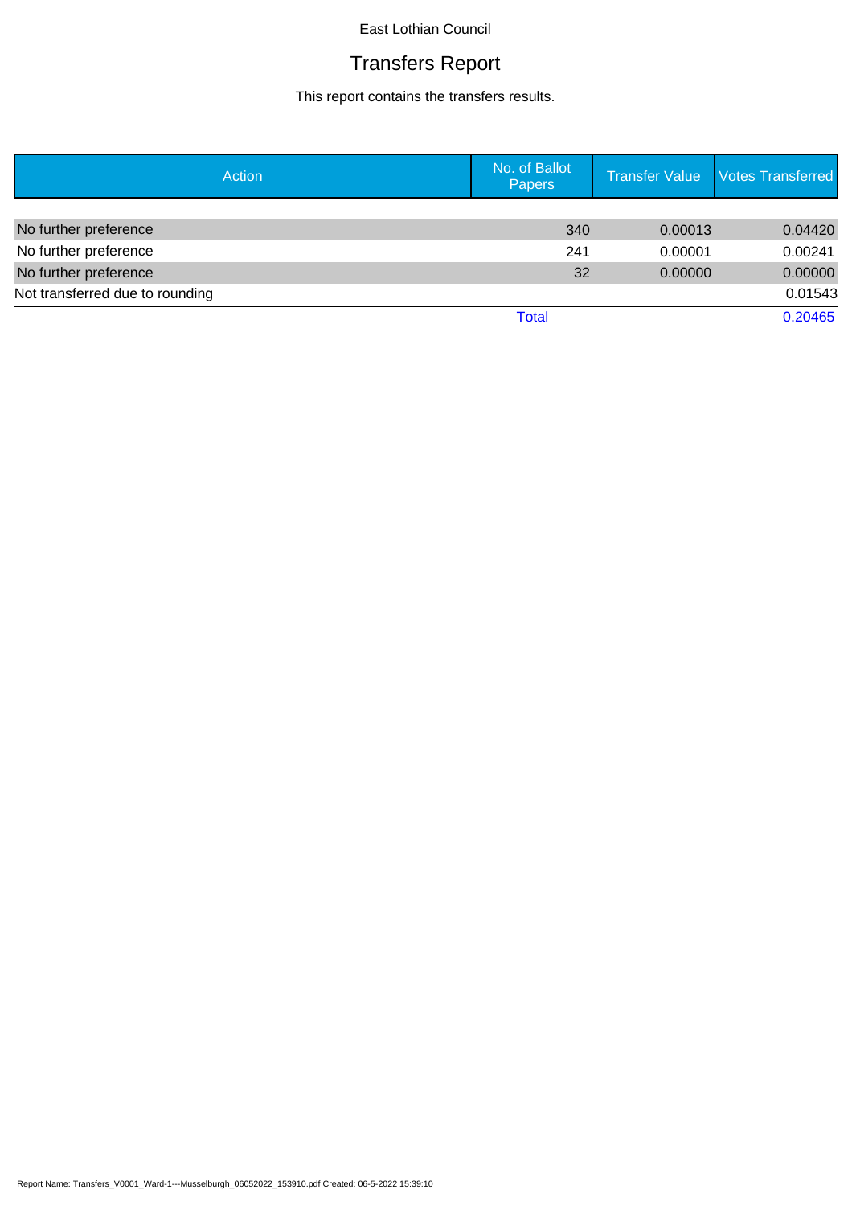East Lothian Council

# Transfers Report

This report contains the transfers results.

| Action | No. of Ballot Papers | Transfer Value | Votes Transferred |
|---|---|---|---|
| No further preference | 340 | 0.00013 | 0.04420 |
| No further preference | 241 | 0.00001 | 0.00241 |
| No further preference | 32 | 0.00000 | 0.00000 |
| Not transferred due to rounding | | | 0.01543 |
| | Total | | 0.20465 |

Report Name: Transfers_V0001_Ward-1---Musselburgh_06052022_153910.pdf Created: 06-5-2022 15:39:10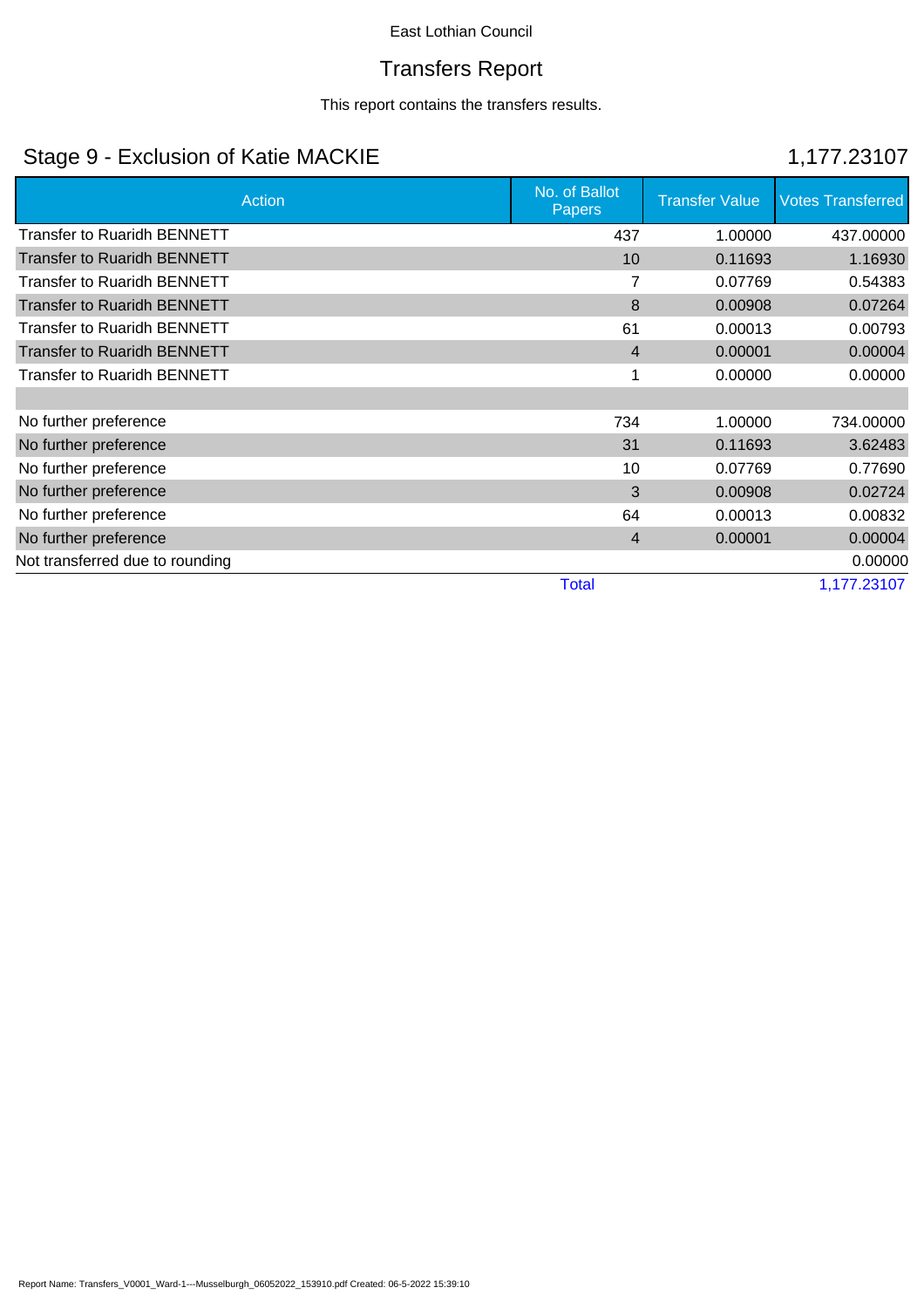East Lothian Council

# Transfers Report

This report contains the transfers results.

## Stage 9 - Exclusion of Katie MACKIE

1,177.23107

| Action | No. of Ballot Papers | Transfer Value | Votes Transferred |
|---|---|---|---|
| Transfer to Ruaridh BENNETT | 437 | 1.00000 | 437.00000 |
| Transfer to Ruaridh BENNETT | 10 | 0.11693 | 1.16930 |
| Transfer to Ruaridh BENNETT | 7 | 0.07769 | 0.54383 |
| Transfer to Ruaridh BENNETT | 8 | 0.00908 | 0.07264 |
| Transfer to Ruaridh BENNETT | 61 | 0.00013 | 0.00793 |
| Transfer to Ruaridh BENNETT | 4 | 0.00001 | 0.00004 |
| Transfer to Ruaridh BENNETT | 1 | 0.00000 | 0.00000 |
| | | | |
| No further preference | 734 | 1.00000 | 734.00000 |
| No further preference | 31 | 0.11693 | 3.62483 |
| No further preference | 10 | 0.07769 | 0.77690 |
| No further preference | 3 | 0.00908 | 0.02724 |
| No further preference | 64 | 0.00013 | 0.00832 |
| No further preference | 4 | 0.00001 | 0.00004 |
| Not transferred due to rounding | | | 0.00000 |
| | Total | | 1,177.23107 |

Report Name: Transfers_V0001_Ward-1---Musselburgh_06052022_153910.pdf Created: 06-5-2022 15:39:10